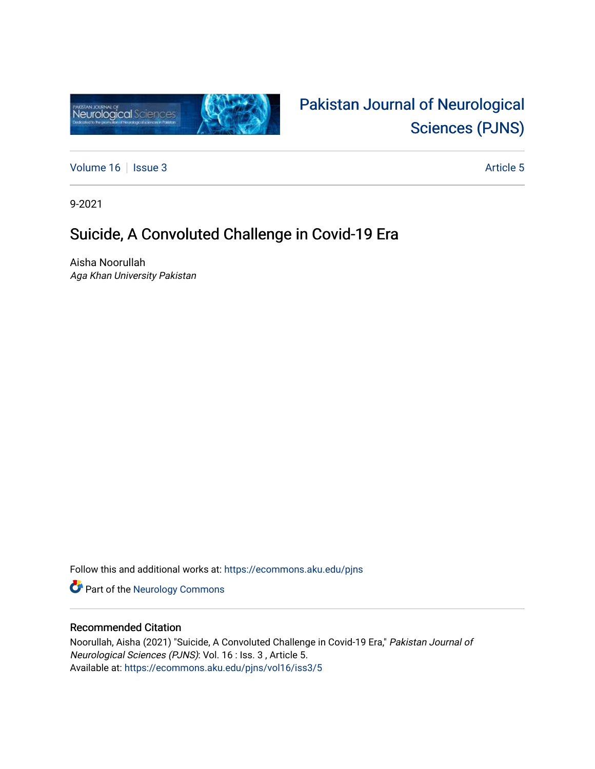Pakistan Journal of Neurological Sciences (PJNS)

Volume 16 | Issue 3 | Article 5

9-2021

# Suicide, A Convoluted Challenge in Covid-19 Era

Aisha Noorullah
*Aga Khan University Pakistan*

Follow this and additional works at: https://ecommons.aku.edu/pjns

Part of the Neurology Commons

## Recommended Citation

Noorullah, Aisha (2021) "Suicide, A Convoluted Challenge in Covid-19 Era," *Pakistan Journal of Neurological Sciences (PJNS)*: Vol. 16 : Iss. 3 , Article 5.
Available at: https://ecommons.aku.edu/pjns/vol16/iss3/5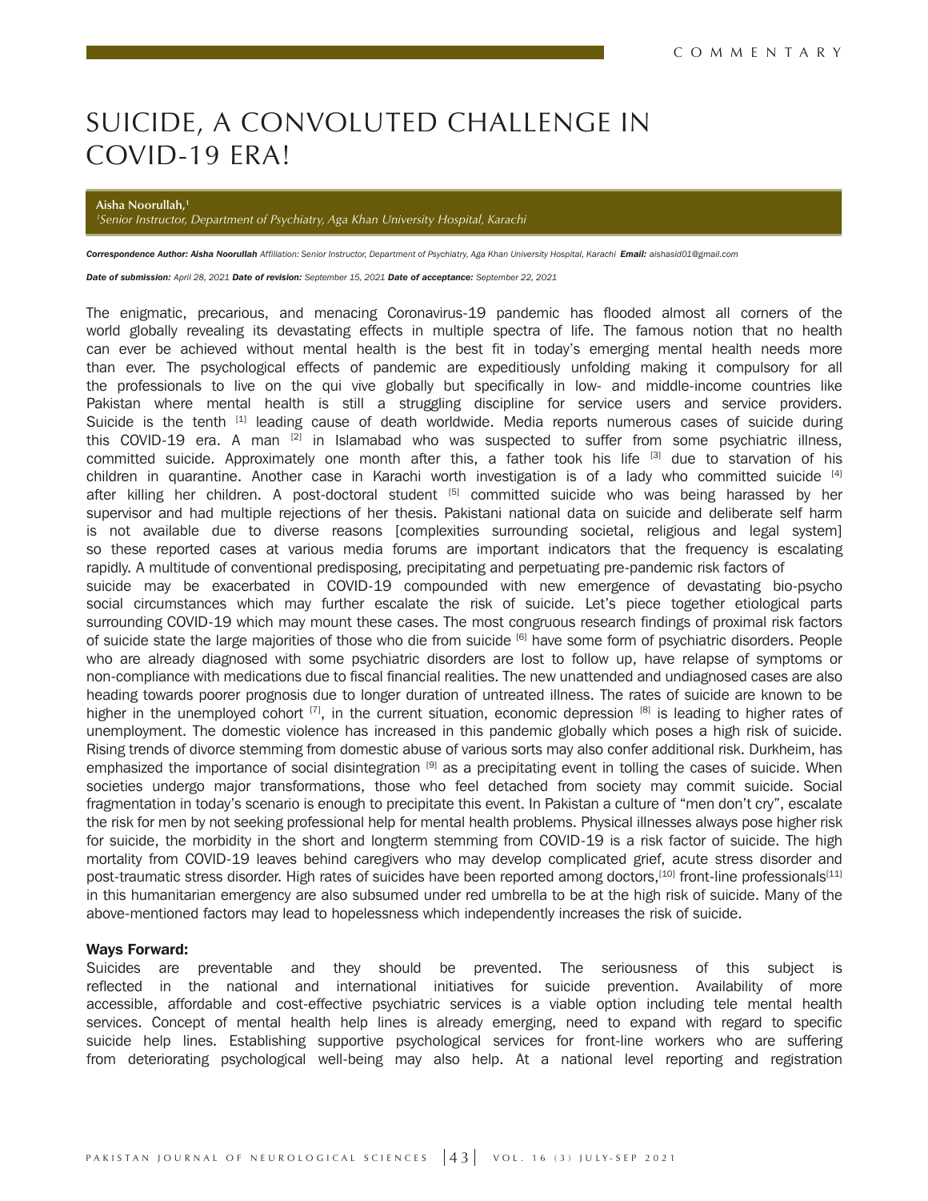COMMENTARY

# SUICIDE, A CONVOLUTED CHALLENGE IN COVID-19 ERA!

**Aisha Noorullah,[1]**
*[1]Senior Instructor, Department of Psychiatry, Aga Khan University Hospital, Karachi*

***Correspondence Author: Aisha Noorullah*** *Affiliation: Senior Instructor, Department of Psychiatry, Aga Khan University Hospital, Karachi* ***Email:*** *aishasid01@gmail.com*

***Date of submission:*** *April 28, 2021* ***Date of revision:*** *September 15, 2021* ***Date of acceptance:*** *September 22, 2021*

The enigmatic, precarious, and menacing Coronavirus-19 pandemic has flooded almost all corners of the world globally revealing its devastating effects in multiple spectra of life. The famous notion that no health can ever be achieved without mental health is the best fit in today's emerging mental health needs more than ever. The psychological effects of pandemic are expeditiously unfolding making it compulsory for all the professionals to live on the qui vive globally but specifically in low- and middle-income countries like Pakistan where mental health is still a struggling discipline for service users and service providers. Suicide is the tenth [1] leading cause of death worldwide. Media reports numerous cases of suicide during this COVID-19 era. A man [2] in Islamabad who was suspected to suffer from some psychiatric illness, committed suicide. Approximately one month after this, a father took his life [3] due to starvation of his children in quarantine. Another case in Karachi worth investigation is of a lady who committed suicide [4] after killing her children. A post-doctoral student [5] committed suicide who was being harassed by her supervisor and had multiple rejections of her thesis. Pakistani national data on suicide and deliberate self harm is not available due to diverse reasons [complexities surrounding societal, religious and legal system] so these reported cases at various media forums are important indicators that the frequency is escalating rapidly. A multitude of conventional predisposing, precipitating and perpetuating pre-pandemic risk factors of suicide may be exacerbated in COVID-19 compounded with new emergence of devastating bio-psycho social circumstances which may further escalate the risk of suicide. Let's piece together etiological parts surrounding COVID-19 which may mount these cases. The most congruous research findings of proximal risk factors of suicide state the large majorities of those who die from suicide [6] have some form of psychiatric disorders. People who are already diagnosed with some psychiatric disorders are lost to follow up, have relapse of symptoms or non-compliance with medications due to fiscal financial realities. The new unattended and undiagnosed cases are also heading towards poorer prognosis due to longer duration of untreated illness. The rates of suicide are known to be higher in the unemployed cohort [7], in the current situation, economic depression [8] is leading to higher rates of unemployment. The domestic violence has increased in this pandemic globally which poses a high risk of suicide. Rising trends of divorce stemming from domestic abuse of various sorts may also confer additional risk. Durkheim, has emphasized the importance of social disintegration [9] as a precipitating event in tolling the cases of suicide. When societies undergo major transformations, those who feel detached from society may commit suicide. Social fragmentation in today's scenario is enough to precipitate this event. In Pakistan a culture of "men don't cry", escalate the risk for men by not seeking professional help for mental health problems. Physical illnesses always pose higher risk for suicide, the morbidity in the short and longterm stemming from COVID-19 is a risk factor of suicide. The high mortality from COVID-19 leaves behind caregivers who may develop complicated grief, acute stress disorder and post-traumatic stress disorder. High rates of suicides have been reported among doctors,[10] front-line professionals[11] in this humanitarian emergency are also subsumed under red umbrella to be at the high risk of suicide. Many of the above-mentioned factors may lead to hopelessness which independently increases the risk of suicide.

**Ways Forward:**

Suicides are preventable and they should be prevented. The seriousness of this subject is reflected in the national and international initiatives for suicide prevention. Availability of more accessible, affordable and cost-effective psychiatric services is a viable option including tele mental health services. Concept of mental health help lines is already emerging, need to expand with regard to specific suicide help lines. Establishing supportive psychological services for front-line workers who are suffering from deteriorating psychological well-being may also help. At a national level reporting and registration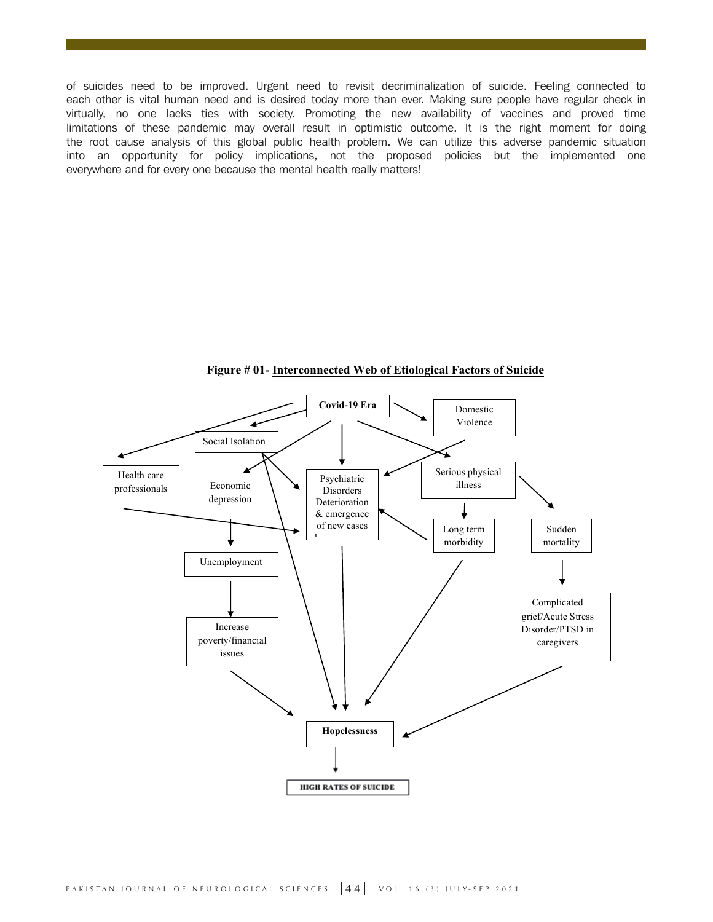of suicides need to be improved. Urgent need to revisit decriminalization of suicide. Feeling connected to each other is vital human need and is desired today more than ever. Making sure people have regular check in virtually, no one lacks ties with society. Promoting the new availability of vaccines and proved time limitations of these pandemic may overall result in optimistic outcome. It is the right moment for doing the root cause analysis of this global public health problem. We can utilize this adverse pandemic situation into an opportunity for policy implications, not the proposed policies but the implemented one everywhere and for every one because the mental health really matters!

**Figure # 01- Interconnected Web of Etiological Factors of Suicide**

Covid-19 Era

Domestic Violence

Social Isolation

Health care professionals

Economic depression

Psychiatric Disorders Deterioration & emergence of new cases

Serious physical illness

Long term morbidity

Sudden mortality

Unemployment

Increase poverty/financial issues

Complicated grief/Acute Stress Disorder/PTSD in caregivers

Hopelessness

HIGH RATES OF SUICIDE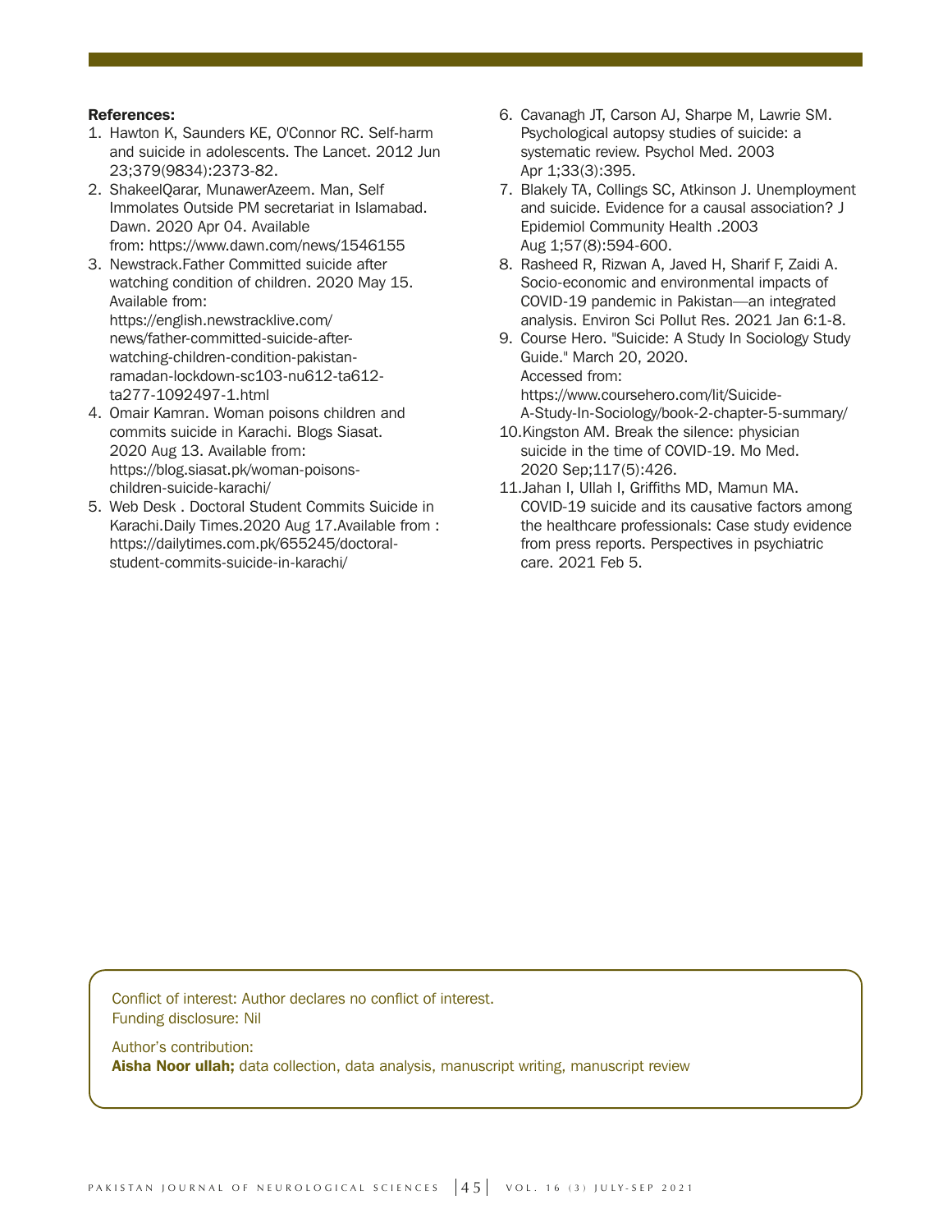**References:**

1. Hawton K, Saunders KE, O'Connor RC. Self-harm and suicide in adolescents. The Lancet. 2012 Jun 23;379(9834):2373-82.
2. ShakeelQarar, MunawerAzeem. Man, Self Immolates Outside PM secretariat in Islamabad. Dawn. 2020 Apr 04. Available from: https://www.dawn.com/news/1546155
3. Newstrack.Father Committed suicide after watching condition of children. 2020 May 15. Available from: https://english.newstracklive.com/news/father-committed-suicide-after-watching-children-condition-pakistan-ramadan-lockdown-sc103-nu612-ta612-ta277-1092497-1.html
4. Omair Kamran. Woman poisons children and commits suicide in Karachi. Blogs Siasat. 2020 Aug 13. Available from: https://blog.siasat.pk/woman-poisons-children-suicide-karachi/
5. Web Desk . Doctoral Student Commits Suicide in Karachi.Daily Times.2020 Aug 17.Available from : https://dailytimes.com.pk/655245/doctoral-student-commits-suicide-in-karachi/
6. Cavanagh JT, Carson AJ, Sharpe M, Lawrie SM. Psychological autopsy studies of suicide: a systematic review. Psychol Med. 2003 Apr 1;33(3):395.
7. Blakely TA, Collings SC, Atkinson J. Unemployment and suicide. Evidence for a causal association? J Epidemiol Community Health .2003 Aug 1;57(8):594-600.
8. Rasheed R, Rizwan A, Javed H, Sharif F, Zaidi A. Socio-economic and environmental impacts of COVID-19 pandemic in Pakistan—an integrated analysis. Environ Sci Pollut Res. 2021 Jan 6:1-8.
9. Course Hero. "Suicide: A Study In Sociology Study Guide." March 20, 2020. Accessed from: https://www.coursehero.com/lit/Suicide-A-Study-In-Sociology/book-2-chapter-5-summary/
10. Kingston AM. Break the silence: physician suicide in the time of COVID-19. Mo Med. 2020 Sep;117(5):426.
11. Jahan I, Ullah I, Griffiths MD, Mamun MA. COVID-19 suicide and its causative factors among the healthcare professionals: Case study evidence from press reports. Perspectives in psychiatric care. 2021 Feb 5.

Conflict of interest: Author declares no conflict of interest.
Funding disclosure: Nil

Author's contribution:
**Aisha Noor ullah;** data collection, data analysis, manuscript writing, manuscript review